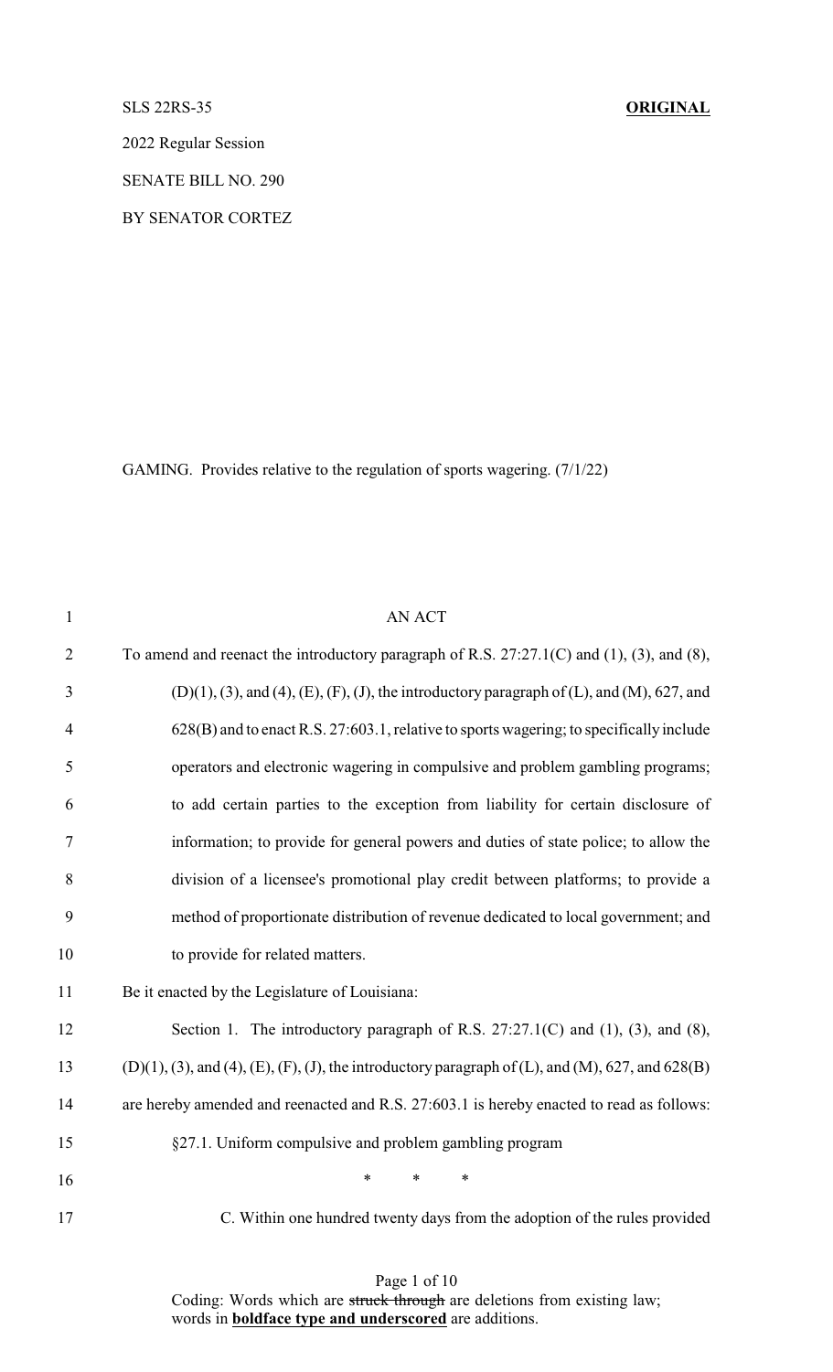SLS 22RS-35 **ORIGINAL**

2022 Regular Session

SENATE BILL NO. 290

BY SENATOR CORTEZ

GAMING. Provides relative to the regulation of sports wagering. (7/1/22)

AN ACT

To amend and reenact the introductory paragraph of R.S. 27:27.1(C) and (1), (3), and (8), (D)(1), (3), and (4), (E), (F), (J), the introductory paragraph of (L), and (M), 627, and 628(B) and to enact R.S. 27:603.1, relative to sports wagering; to specifically include operators and electronic wagering in compulsive and problem gambling programs; to add certain parties to the exception from liability for certain disclosure of information; to provide for general powers and duties of state police; to allow the division of a licensee's promotional play credit between platforms; to provide a method of proportionate distribution of revenue dedicated to local government; and to provide for related matters.

Be it enacted by the Legislature of Louisiana:

Section 1. The introductory paragraph of R.S. 27:27.1(C) and (1), (3), and (8), (D)(1), (3), and (4), (E), (F), (J), the introductory paragraph of (L), and (M), 627, and 628(B) are hereby amended and reenacted and R.S. 27:603.1 is hereby enacted to read as follows:

§27.1. Uniform compulsive and problem gambling program

\* \* \*

C. Within one hundred twenty days from the adoption of the rules provided

Coding: Words which are ~~struck through~~ are deletions from existing law; words in **boldface type and underscored** are additions.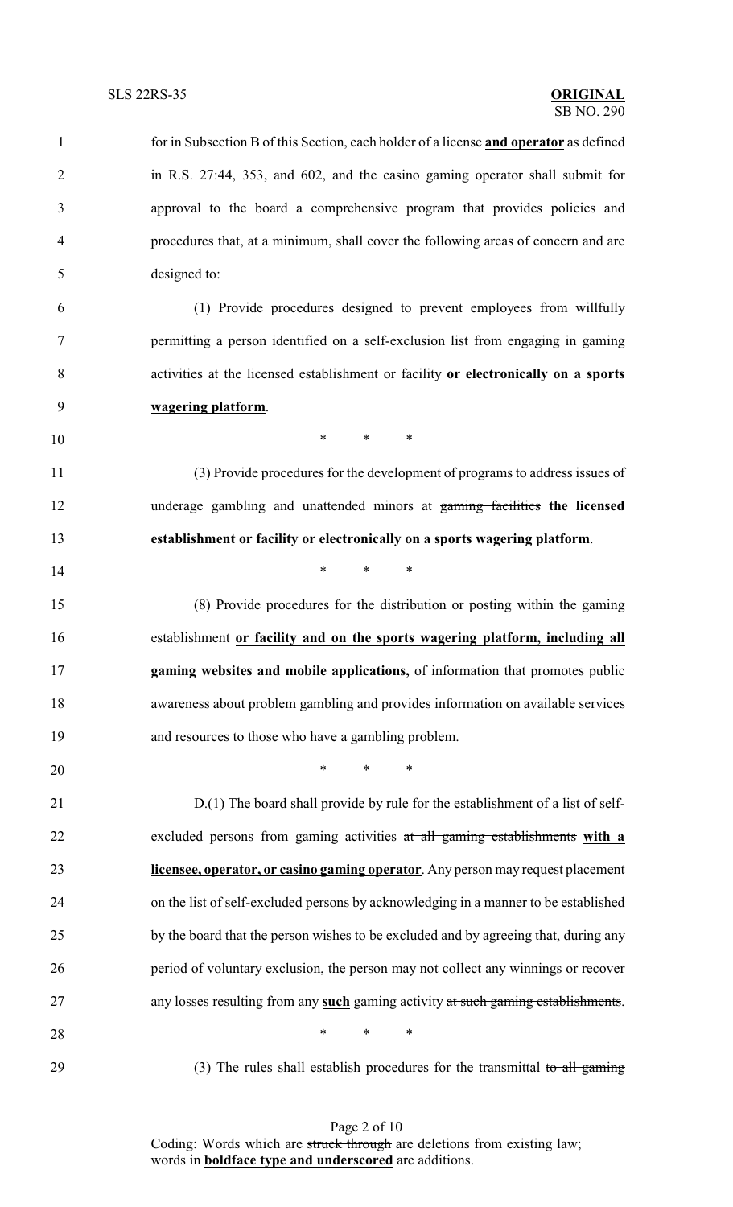for in Subsection B of this Section, each holder of a license **and operator** as defined in R.S. 27:44, 353, and 602, and the casino gaming operator shall submit for approval to the board a comprehensive program that provides policies and procedures that, at a minimum, shall cover the following areas of concern and are designed to:

(1) Provide procedures designed to prevent employees from willfully permitting a person identified on a self-exclusion list from engaging in gaming activities at the licensed establishment or facility **or electronically on a sports wagering platform**.

\* \* \*

(3) Provide procedures for the development of programs to address issues of underage gambling and unattended minors at ~~gaming facilities~~ **the licensed establishment or facility or electronically on a sports wagering platform**.

\* \* \*

(8) Provide procedures for the distribution or posting within the gaming establishment **or facility and on the sports wagering platform, including all gaming websites and mobile applications,** of information that promotes public awareness about problem gambling and provides information on available services and resources to those who have a gambling problem.

\* \* \*

D.(1) The board shall provide by rule for the establishment of a list of self-excluded persons from gaming activities ~~at all gaming establishments~~ **with a licensee, operator, or casino gaming operator**. Any person may request placement on the list of self-excluded persons by acknowledging in a manner to be established by the board that the person wishes to be excluded and by agreeing that, during any period of voluntary exclusion, the person may not collect any winnings or recover any losses resulting from any **such** gaming activity ~~at such gaming establishments~~.

\* \* \*

(3) The rules shall establish procedures for the transmittal ~~to all gaming~~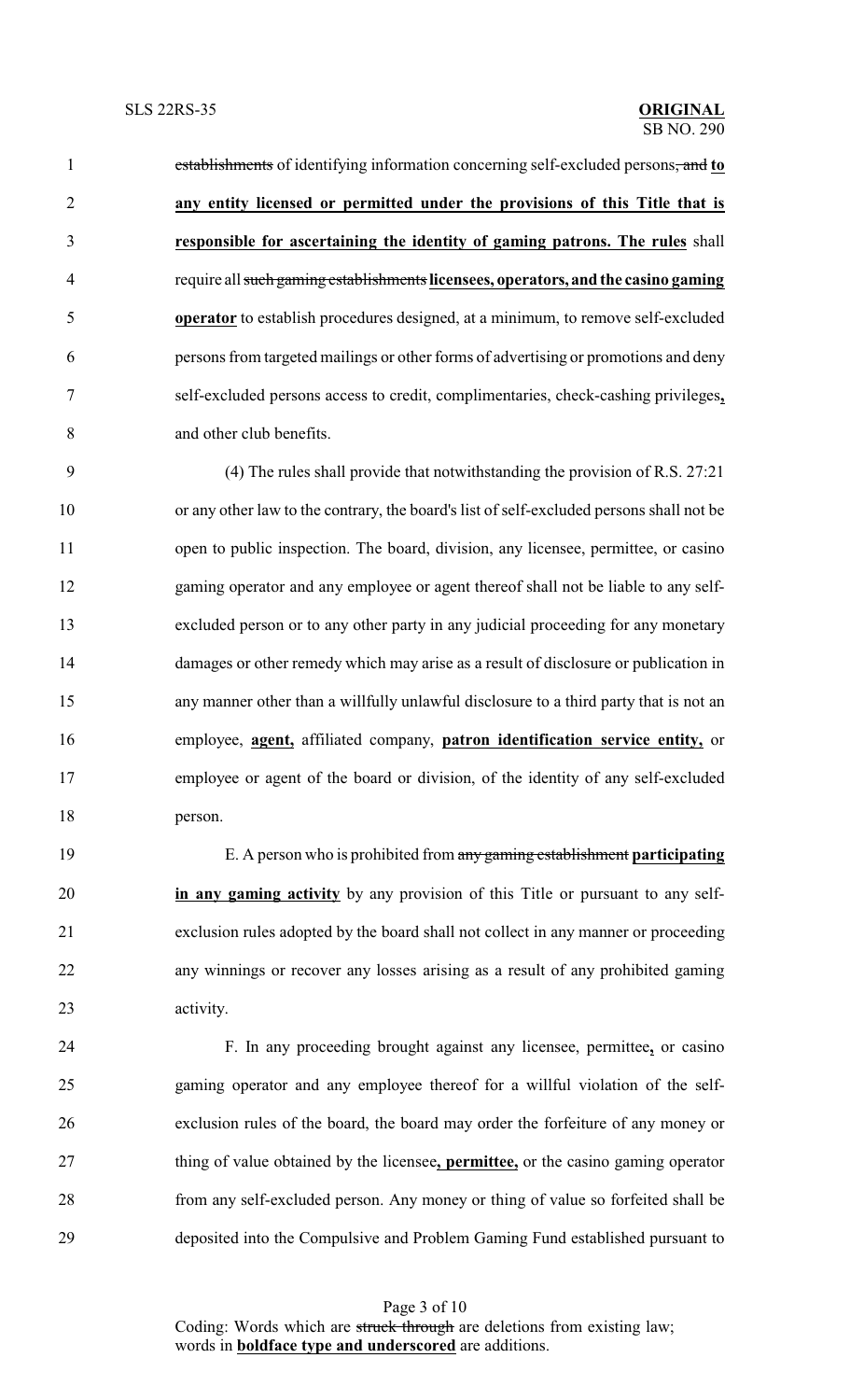establishments of identifying information concerning self-excluded persons, and **to any entity licensed or permitted under the provisions of this Title that is responsible for ascertaining the identity of gaming patrons. The rules** shall require all such gaming establishments **licensees, operators, and the casino gaming operator** to establish procedures designed, at a minimum, to remove self-excluded persons from targeted mailings or other forms of advertising or promotions and deny self-excluded persons access to credit, complimentaries, check-cashing privileges**,** and other club benefits.

(4) The rules shall provide that notwithstanding the provision of R.S. 27:21 or any other law to the contrary, the board's list of self-excluded persons shall not be open to public inspection. The board, division, any licensee, permittee, or casino gaming operator and any employee or agent thereof shall not be liable to any self-excluded person or to any other party in any judicial proceeding for any monetary damages or other remedy which may arise as a result of disclosure or publication in any manner other than a willfully unlawful disclosure to a third party that is not an employee, **agent,** affiliated company, **patron identification service entity,** or employee or agent of the board or division, of the identity of any self-excluded person.

E. A person who is prohibited from any gaming establishment **participating in any gaming activity** by any provision of this Title or pursuant to any self-exclusion rules adopted by the board shall not collect in any manner or proceeding any winnings or recover any losses arising as a result of any prohibited gaming activity.

F. In any proceeding brought against any licensee, permittee**,** or casino gaming operator and any employee thereof for a willful violation of the self-exclusion rules of the board, the board may order the forfeiture of any money or thing of value obtained by the licensee**, permittee,** or the casino gaming operator from any self-excluded person. Any money or thing of value so forfeited shall be deposited into the Compulsive and Problem Gaming Fund established pursuant to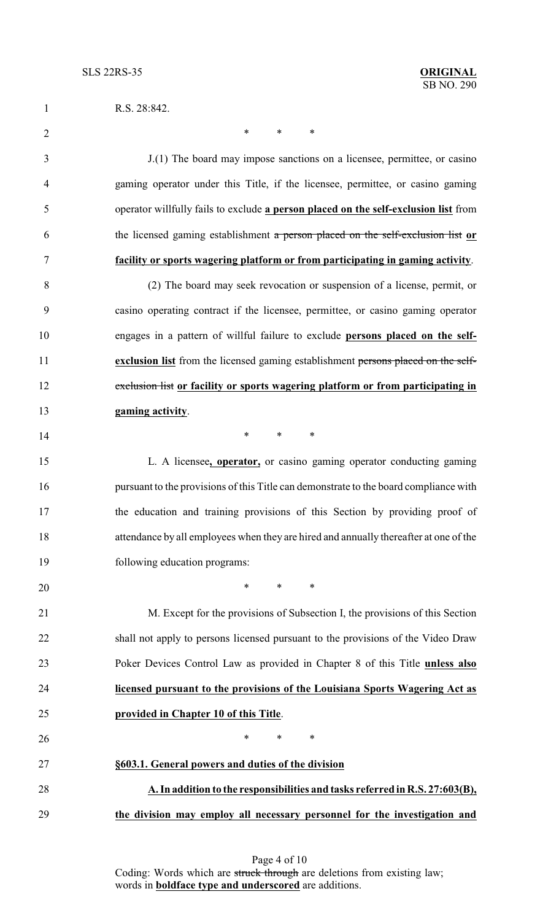R.S. 28:842.

\* \* \*

J.(1) The board may impose sanctions on a licensee, permittee, or casino gaming operator under this Title, if the licensee, permittee, or casino gaming operator willfully fails to exclude **a person placed on the self-exclusion list** from the licensed gaming establishment ~~a person placed on the self-exclusion list~~ **or facility or sports wagering platform or from participating in gaming activity**.

(2) The board may seek revocation or suspension of a license, permit, or casino operating contract if the licensee, permittee, or casino gaming operator engages in a pattern of willful failure to exclude **persons placed on the self-exclusion list** from the licensed gaming establishment ~~persons placed on the self-exclusion list~~ **or facility or sports wagering platform or from participating in gaming activity**.

\* \* \*

L. A licensee**, operator,** or casino gaming operator conducting gaming pursuant to the provisions of this Title can demonstrate to the board compliance with the education and training provisions of this Section by providing proof of attendance by all employees when they are hired and annually thereafter at one of the following education programs:

\* \* \*

M. Except for the provisions of Subsection I, the provisions of this Section shall not apply to persons licensed pursuant to the provisions of the Video Draw Poker Devices Control Law as provided in Chapter 8 of this Title **unless also licensed pursuant to the provisions of the Louisiana Sports Wagering Act as provided in Chapter 10 of this Title**.

\* \* \*

**§603.1. General powers and duties of the division**

**A. In addition to the responsibilities and tasks referred in R.S. 27:603(B), the division may employ all necessary personnel for the investigation and**

Coding: Words which are ~~struck through~~ are deletions from existing law; words in **boldface type and underscored** are additions.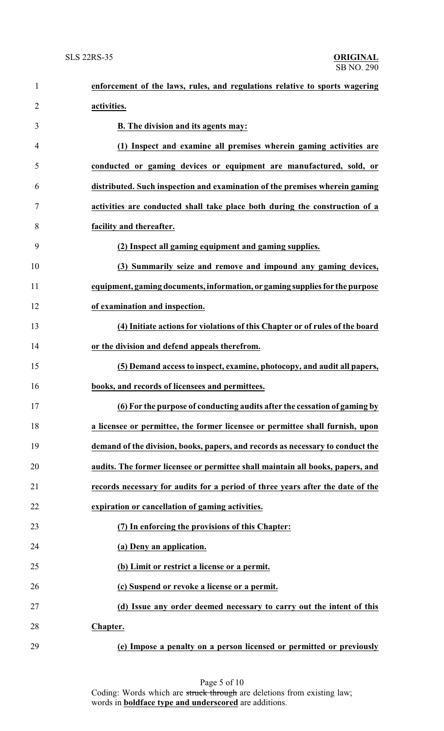**enforcement of the laws, rules, and regulations relative to sports wagering activities.**

**B. The division and its agents may:**

**(1) Inspect and examine all premises wherein gaming activities are conducted or gaming devices or equipment are manufactured, sold, or distributed. Such inspection and examination of the premises wherein gaming activities are conducted shall take place both during the construction of a facility and thereafter.**

**(2) Inspect all gaming equipment and gaming supplies.**

**(3) Summarily seize and remove and impound any gaming devices, equipment, gaming documents, information, or gaming supplies for the purpose of examination and inspection.**

**(4) Initiate actions for violations of this Chapter or of rules of the board or the division and defend appeals therefrom.**

**(5) Demand access to inspect, examine, photocopy, and audit all papers, books, and records of licensees and permittees.**

**(6) For the purpose of conducting audits after the cessation of gaming by a licensee or permittee, the former licensee or permittee shall furnish, upon demand of the division, books, papers, and records as necessary to conduct the audits. The former licensee or permittee shall maintain all books, papers, and records necessary for audits for a period of three years after the date of the expiration or cancellation of gaming activities.**

**(7) In enforcing the provisions of this Chapter:**

**(a) Deny an application.**

**(b) Limit or restrict a license or a permit.**

**(c) Suspend or revoke a license or a permit.**

**(d) Issue any order deemed necessary to carry out the intent of this Chapter.**

**(e) Impose a penalty on a person licensed or permitted or previously**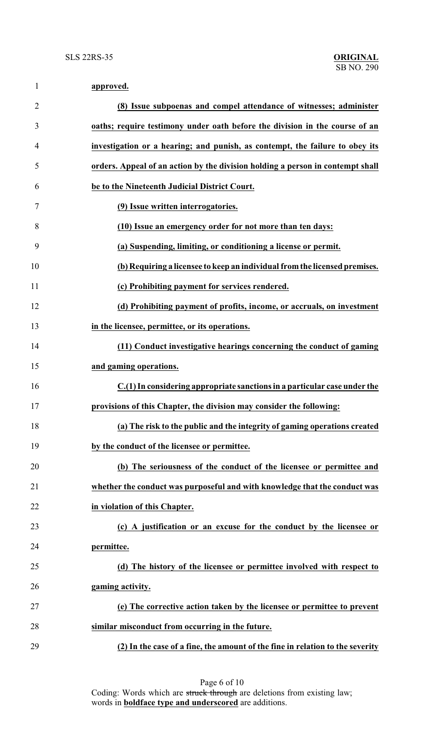**approved.**

**(8) Issue subpoenas and compel attendance of witnesses; administer oaths; require testimony under oath before the division in the course of an investigation or a hearing; and punish, as contempt, the failure to obey its orders. Appeal of an action by the division holding a person in contempt shall be to the Nineteenth Judicial District Court.**

**(9) Issue written interrogatories.**

**(10) Issue an emergency order for not more than ten days:**

**(a) Suspending, limiting, or conditioning a license or permit.**

**(b) Requiring a licensee to keep an individual from the licensed premises.**

**(c) Prohibiting payment for services rendered.**

**(d) Prohibiting payment of profits, income, or accruals, on investment in the licensee, permittee, or its operations.**

**(11) Conduct investigative hearings concerning the conduct of gaming and gaming operations.**

**C.(1) In considering appropriate sanctions in a particular case under the provisions of this Chapter, the division may consider the following:**

**(a) The risk to the public and the integrity of gaming operations created by the conduct of the licensee or permittee.**

**(b) The seriousness of the conduct of the licensee or permittee and whether the conduct was purposeful and with knowledge that the conduct was in violation of this Chapter.**

**(c) A justification or an excuse for the conduct by the licensee or permittee.**

**(d) The history of the licensee or permittee involved with respect to gaming activity.**

**(e) The corrective action taken by the licensee or permittee to prevent similar misconduct from occurring in the future.**

**(2) In the case of a fine, the amount of the fine in relation to the severity**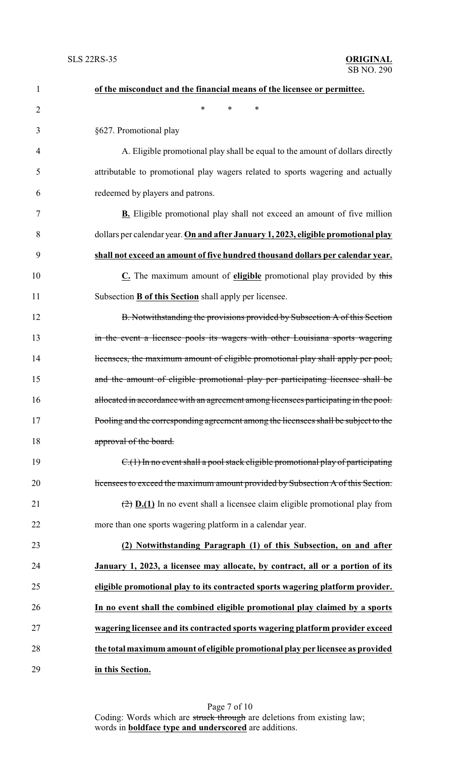**of the misconduct and the financial means of the licensee or permittee.**

\* \* \*

§627. Promotional play

A. Eligible promotional play shall be equal to the amount of dollars directly attributable to promotional play wagers related to sports wagering and actually redeemed by players and patrons.

**B.** Eligible promotional play shall not exceed an amount of five million dollars per calendar year. **On and after January 1, 2023, eligible promotional play shall not exceed an amount of five hundred thousand dollars per calendar year.**

**C.** The maximum amount of **eligible** promotional play provided by ~~this~~ Subsection **B of this Section** shall apply per licensee.

~~B. Notwithstanding the provisions provided by Subsection A of this Section in the event a licensee pools its wagers with other Louisiana sports wagering licensees, the maximum amount of eligible promotional play shall apply per pool, and the amount of eligible promotional play per participating licensee shall be allocated in accordance with an agreement among licensees participating in the pool. Pooling and the corresponding agreement among the licensees shall be subject to the approval of the board.~~

~~C.(1) In no event shall a pool stack eligible promotional play of participating licensees to exceed the maximum amount provided by Subsection A of this Section.~~

~~(2)~~ **D.(1)** In no event shall a licensee claim eligible promotional play from more than one sports wagering platform in a calendar year.

**(2) Notwithstanding Paragraph (1) of this Subsection, on and after January 1, 2023, a licensee may allocate, by contract, all or a portion of its eligible promotional play to its contracted sports wagering platform provider. In no event shall the combined eligible promotional play claimed by a sports wagering licensee and its contracted sports wagering platform provider exceed the total maximum amount of eligible promotional play per licensee as provided in this Section.**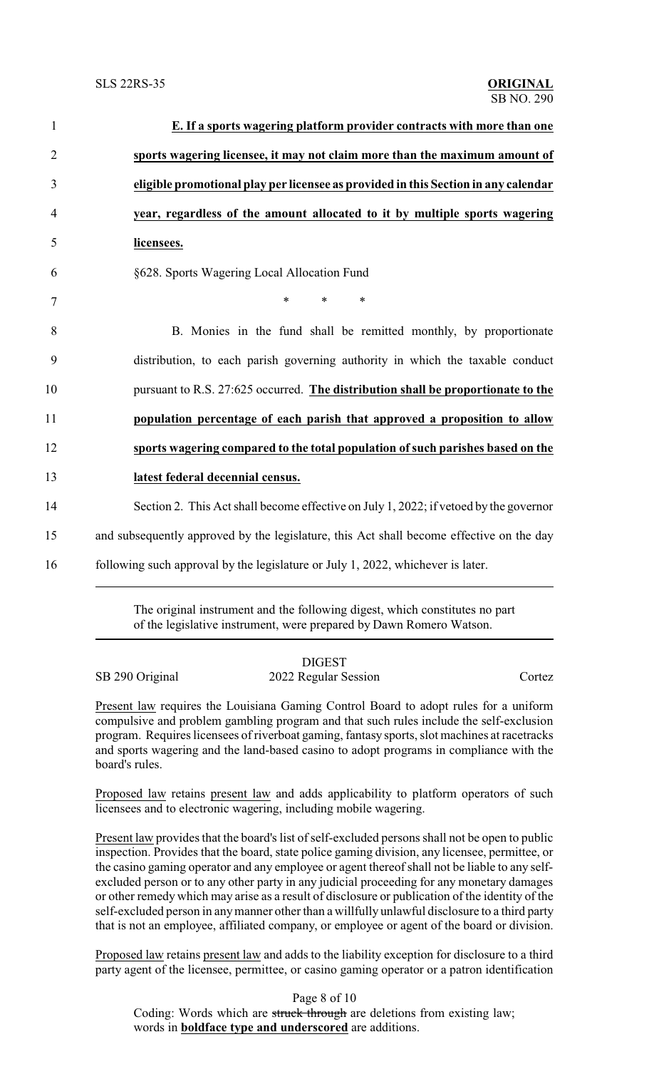**E. If a sports wagering platform provider contracts with more than one sports wagering licensee, it may not claim more than the maximum amount of eligible promotional play per licensee as provided in this Section in any calendar year, regardless of the amount allocated to it by multiple sports wagering licensees.**

§628. Sports Wagering Local Allocation Fund

\* \* \*

B. Monies in the fund shall be remitted monthly, by proportionate distribution, to each parish governing authority in which the taxable conduct pursuant to R.S. 27:625 occurred. **The distribution shall be proportionate to the population percentage of each parish that approved a proposition to allow sports wagering compared to the total population of such parishes based on the latest federal decennial census.**

Section 2. This Act shall become effective on July 1, 2022; if vetoed by the governor and subsequently approved by the legislature, this Act shall become effective on the day following such approval by the legislature or July 1, 2022, whichever is later.

---

The original instrument and the following digest, which constitutes no part of the legislative instrument, were prepared by Dawn Romero Watson.

---

DIGEST

SB 290 Original — 2022 Regular Session — Cortez

Present law requires the Louisiana Gaming Control Board to adopt rules for a uniform compulsive and problem gambling program and that such rules include the self-exclusion program. Requires licensees of riverboat gaming, fantasy sports, slot machines at racetracks and sports wagering and the land-based casino to adopt programs in compliance with the board's rules.

Proposed law retains present law and adds applicability to platform operators of such licensees and to electronic wagering, including mobile wagering.

Present law provides that the board's list of self-excluded persons shall not be open to public inspection. Provides that the board, state police gaming division, any licensee, permittee, or the casino gaming operator and any employee or agent thereof shall not be liable to any self-excluded person or to any other party in any judicial proceeding for any monetary damages or other remedy which may arise as a result of disclosure or publication of the identity of the self-excluded person in any manner other than a willfully unlawful disclosure to a third party that is not an employee, affiliated company, or employee or agent of the board or division.

Proposed law retains present law and adds to the liability exception for disclosure to a third party agent of the licensee, permittee, or casino gaming operator or a patron identification

Coding: Words which are ~~struck through~~ are deletions from existing law; words in **boldface type and underscored** are additions.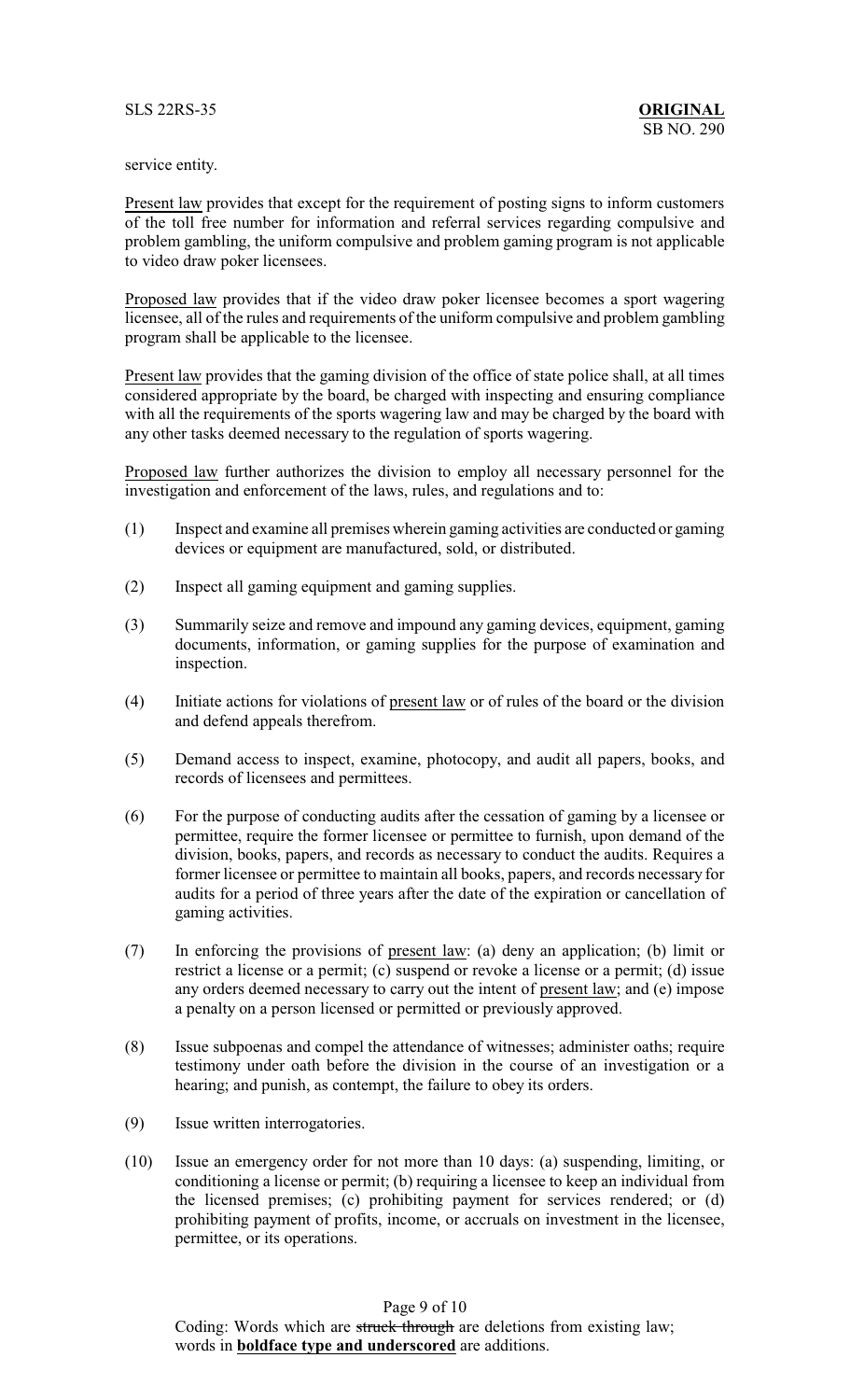service entity.

Present law provides that except for the requirement of posting signs to inform customers of the toll free number for information and referral services regarding compulsive and problem gambling, the uniform compulsive and problem gaming program is not applicable to video draw poker licensees.

Proposed law provides that if the video draw poker licensee becomes a sport wagering licensee, all of the rules and requirements of the uniform compulsive and problem gambling program shall be applicable to the licensee.

Present law provides that the gaming division of the office of state police shall, at all times considered appropriate by the board, be charged with inspecting and ensuring compliance with all the requirements of the sports wagering law and may be charged by the board with any other tasks deemed necessary to the regulation of sports wagering.

Proposed law further authorizes the division to employ all necessary personnel for the investigation and enforcement of the laws, rules, and regulations and to:

(1) Inspect and examine all premises wherein gaming activities are conducted or gaming devices or equipment are manufactured, sold, or distributed.

(2) Inspect all gaming equipment and gaming supplies.

(3) Summarily seize and remove and impound any gaming devices, equipment, gaming documents, information, or gaming supplies for the purpose of examination and inspection.

(4) Initiate actions for violations of present law or of rules of the board or the division and defend appeals therefrom.

(5) Demand access to inspect, examine, photocopy, and audit all papers, books, and records of licensees and permittees.

(6) For the purpose of conducting audits after the cessation of gaming by a licensee or permittee, require the former licensee or permittee to furnish, upon demand of the division, books, papers, and records as necessary to conduct the audits. Requires a former licensee or permittee to maintain all books, papers, and records necessary for audits for a period of three years after the date of the expiration or cancellation of gaming activities.

(7) In enforcing the provisions of present law: (a) deny an application; (b) limit or restrict a license or a permit; (c) suspend or revoke a license or a permit; (d) issue any orders deemed necessary to carry out the intent of present law; and (e) impose a penalty on a person licensed or permitted or previously approved.

(8) Issue subpoenas and compel the attendance of witnesses; administer oaths; require testimony under oath before the division in the course of an investigation or a hearing; and punish, as contempt, the failure to obey its orders.

(9) Issue written interrogatories.

(10) Issue an emergency order for not more than 10 days: (a) suspending, limiting, or conditioning a license or permit; (b) requiring a licensee to keep an individual from the licensed premises; (c) prohibiting payment for services rendered; or (d) prohibiting payment of profits, income, or accruals on investment in the licensee, permittee, or its operations.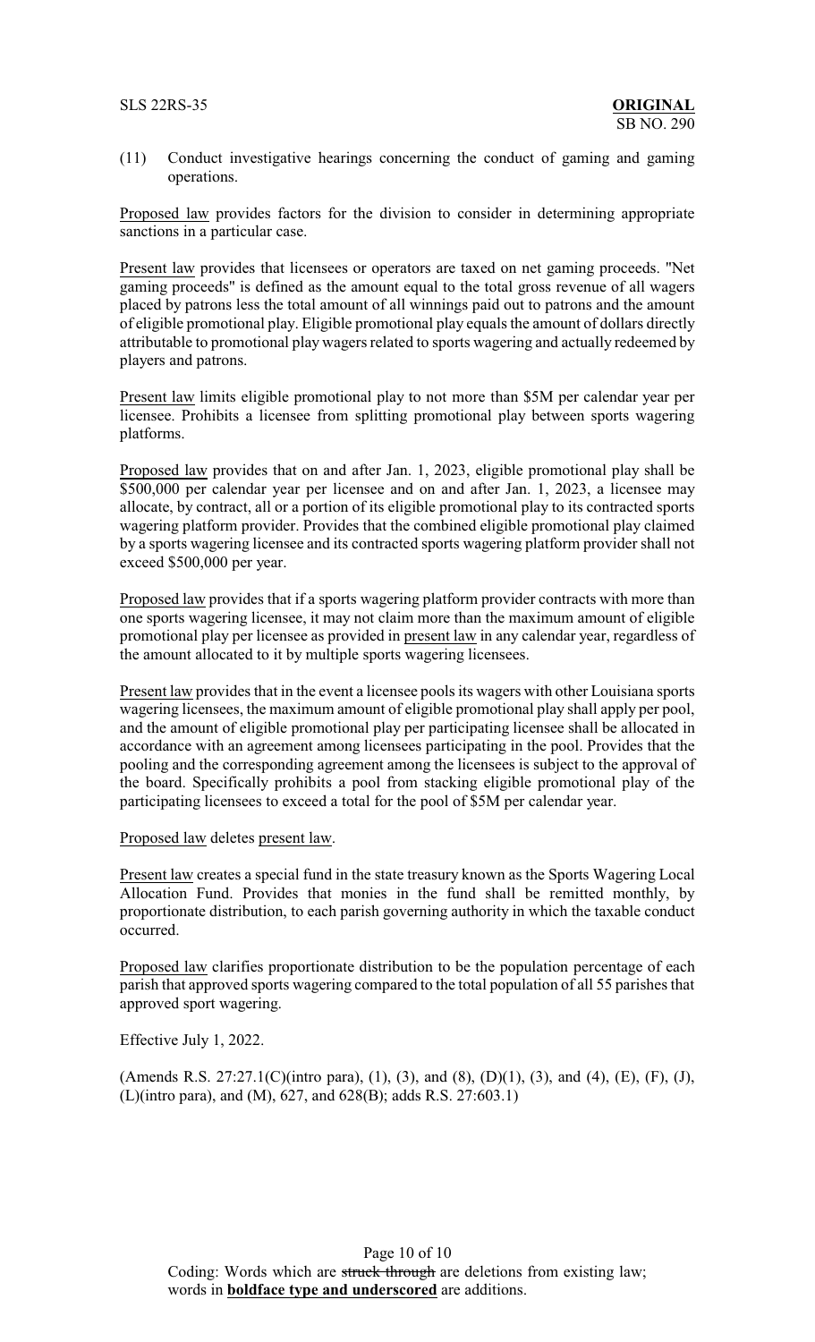(11) Conduct investigative hearings concerning the conduct of gaming and gaming operations.

Proposed law provides factors for the division to consider in determining appropriate sanctions in a particular case.

Present law provides that licensees or operators are taxed on net gaming proceeds. "Net gaming proceeds" is defined as the amount equal to the total gross revenue of all wagers placed by patrons less the total amount of all winnings paid out to patrons and the amount of eligible promotional play. Eligible promotional play equals the amount of dollars directly attributable to promotional play wagers related to sports wagering and actually redeemed by players and patrons.

Present law limits eligible promotional play to not more than $5M per calendar year per licensee. Prohibits a licensee from splitting promotional play between sports wagering platforms.

Proposed law provides that on and after Jan. 1, 2023, eligible promotional play shall be $500,000 per calendar year per licensee and on and after Jan. 1, 2023, a licensee may allocate, by contract, all or a portion of its eligible promotional play to its contracted sports wagering platform provider. Provides that the combined eligible promotional play claimed by a sports wagering licensee and its contracted sports wagering platform provider shall not exceed $500,000 per year.

Proposed law provides that if a sports wagering platform provider contracts with more than one sports wagering licensee, it may not claim more than the maximum amount of eligible promotional play per licensee as provided in present law in any calendar year, regardless of the amount allocated to it by multiple sports wagering licensees.

Present law provides that in the event a licensee pools its wagers with other Louisiana sports wagering licensees, the maximum amount of eligible promotional play shall apply per pool, and the amount of eligible promotional play per participating licensee shall be allocated in accordance with an agreement among licensees participating in the pool. Provides that the pooling and the corresponding agreement among the licensees is subject to the approval of the board. Specifically prohibits a pool from stacking eligible promotional play of the participating licensees to exceed a total for the pool of $5M per calendar year.

Proposed law deletes present law.

Present law creates a special fund in the state treasury known as the Sports Wagering Local Allocation Fund. Provides that monies in the fund shall be remitted monthly, by proportionate distribution, to each parish governing authority in which the taxable conduct occurred.

Proposed law clarifies proportionate distribution to be the population percentage of each parish that approved sports wagering compared to the total population of all 55 parishes that approved sport wagering.

Effective July 1, 2022.

(Amends R.S. 27:27.1(C)(intro para), (1), (3), and (8), (D)(1), (3), and (4), (E), (F), (J), (L)(intro para), and (M), 627, and 628(B); adds R.S. 27:603.1)

Coding: Words which are ~~struck through~~ are deletions from existing law; words in **boldface type and underscored** are additions.